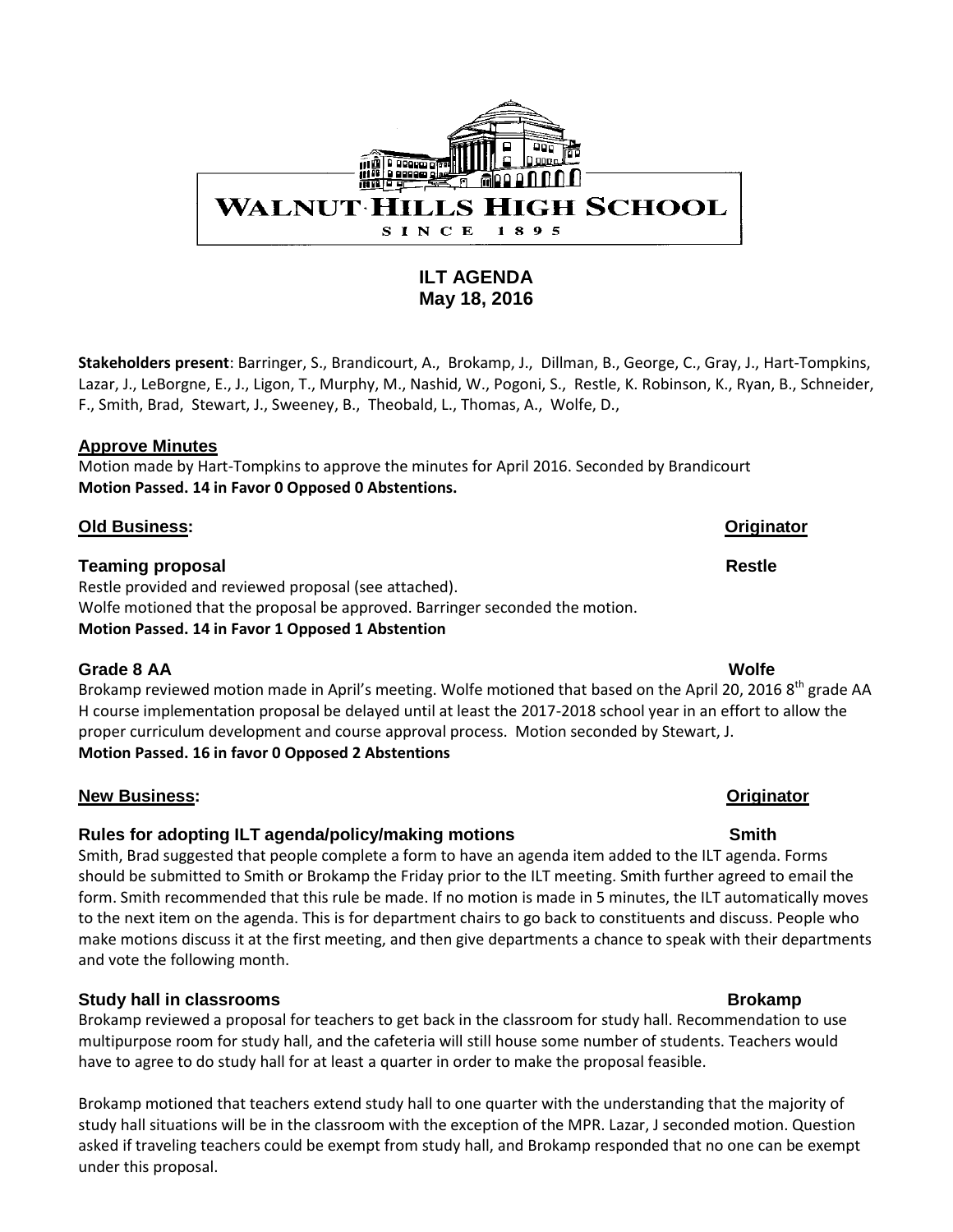WALNUT HILLS HIGH SCHOOL

SINCE 1895

# ILT AGENDA
## May 18, 2016

**Stakeholders present**: Barringer, S., Brandicourt, A., Brokamp, J., Dillman, B., George, C., Gray, J., Hart-Tompkins, Lazar, J., LeBorgne, E., J., Ligon, T., Murphy, M., Nashid, W., Pogoni, S., Restle, K. Robinson, K., Ryan, B., Schneider, F., Smith, Brad, Stewart, J., Sweeney, B., Theobald, L., Thomas, A., Wolfe, D.,

### Approve Minutes

Motion made by Hart-Tompkins to approve the minutes for April 2016. Seconded by Brandicourt

**Motion Passed. 14 in Favor 0 Opposed 0 Abstentions.**

### Old Business: — Originator

**Teaming proposal** — **Restle**

Restle provided and reviewed proposal (see attached).

Wolfe motioned that the proposal be approved. Barringer seconded the motion.

**Motion Passed. 14 in Favor 1 Opposed 1 Abstention**

**Grade 8 AA** — **Wolfe**

Brokamp reviewed motion made in April's meeting. Wolfe motioned that based on the April 20, 2016 8th grade AA H course implementation proposal be delayed until at least the 2017-2018 school year in an effort to allow the proper curriculum development and course approval process. Motion seconded by Stewart, J.

**Motion Passed. 16 in favor 0 Opposed 2 Abstentions**

### New Business: — Originator

**Rules for adopting ILT agenda/policy/making motions** — **Smith**

Smith, Brad suggested that people complete a form to have an agenda item added to the ILT agenda. Forms should be submitted to Smith or Brokamp the Friday prior to the ILT meeting. Smith further agreed to email the form. Smith recommended that this rule be made. If no motion is made in 5 minutes, the ILT automatically moves to the next item on the agenda. This is for department chairs to go back to constituents and discuss. People who make motions discuss it at the first meeting, and then give departments a chance to speak with their departments and vote the following month.

**Study hall in classrooms** — **Brokamp**

Brokamp reviewed a proposal for teachers to get back in the classroom for study hall. Recommendation to use multipurpose room for study hall, and the cafeteria will still house some number of students. Teachers would have to agree to do study hall for at least a quarter in order to make the proposal feasible.

Brokamp motioned that teachers extend study hall to one quarter with the understanding that the majority of study hall situations will be in the classroom with the exception of the MPR. Lazar, J seconded motion. Question asked if traveling teachers could be exempt from study hall, and Brokamp responded that no one can be exempt under this proposal.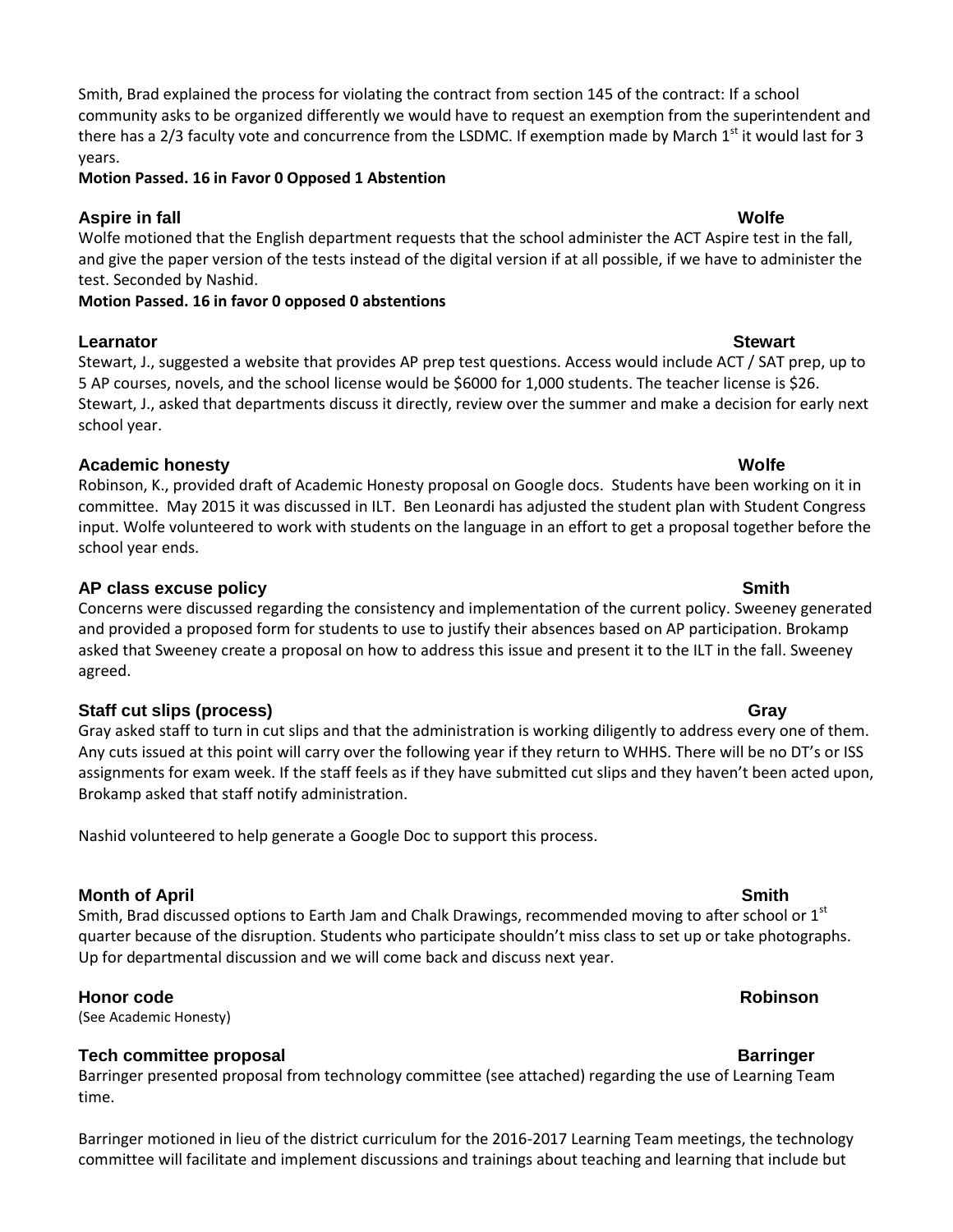Smith, Brad explained the process for violating the contract from section 145 of the contract: If a school community asks to be organized differently we would have to request an exemption from the superintendent and there has a 2/3 faculty vote and concurrence from the LSDMC. If exemption made by March 1st it would last for 3 years.

**Motion Passed. 16 in Favor 0 Opposed 1 Abstention**

### Aspire in fall — Wolfe

Wolfe motioned that the English department requests that the school administer the ACT Aspire test in the fall, and give the paper version of the tests instead of the digital version if at all possible, if we have to administer the test. Seconded by Nashid.

**Motion Passed. 16 in favor 0 opposed 0 abstentions**

### Learnator — Stewart

Stewart, J., suggested a website that provides AP prep test questions. Access would include ACT / SAT prep, up to 5 AP courses, novels, and the school license would be $6000 for 1,000 students. The teacher license is $26. Stewart, J., asked that departments discuss it directly, review over the summer and make a decision for early next school year.

### Academic honesty — Wolfe

Robinson, K., provided draft of Academic Honesty proposal on Google docs. Students have been working on it in committee. May 2015 it was discussed in ILT. Ben Leonardi has adjusted the student plan with Student Congress input. Wolfe volunteered to work with students on the language in an effort to get a proposal together before the school year ends.

### AP class excuse policy — Smith

Concerns were discussed regarding the consistency and implementation of the current policy. Sweeney generated and provided a proposed form for students to use to justify their absences based on AP participation. Brokamp asked that Sweeney create a proposal on how to address this issue and present it to the ILT in the fall. Sweeney agreed.

### Staff cut slips (process) — Gray

Gray asked staff to turn in cut slips and that the administration is working diligently to address every one of them. Any cuts issued at this point will carry over the following year if they return to WHHS. There will be no DT's or ISS assignments for exam week. If the staff feels as if they have submitted cut slips and they haven't been acted upon, Brokamp asked that staff notify administration.

Nashid volunteered to help generate a Google Doc to support this process.

### Month of April — Smith

Smith, Brad discussed options to Earth Jam and Chalk Drawings, recommended moving to after school or 1st quarter because of the disruption. Students who participate shouldn't miss class to set up or take photographs. Up for departmental discussion and we will come back and discuss next year.

### Honor code — Robinson

(See Academic Honesty)

### Tech committee proposal — Barringer

Barringer presented proposal from technology committee (see attached) regarding the use of Learning Team time.

Barringer motioned in lieu of the district curriculum for the 2016-2017 Learning Team meetings, the technology committee will facilitate and implement discussions and trainings about teaching and learning that include but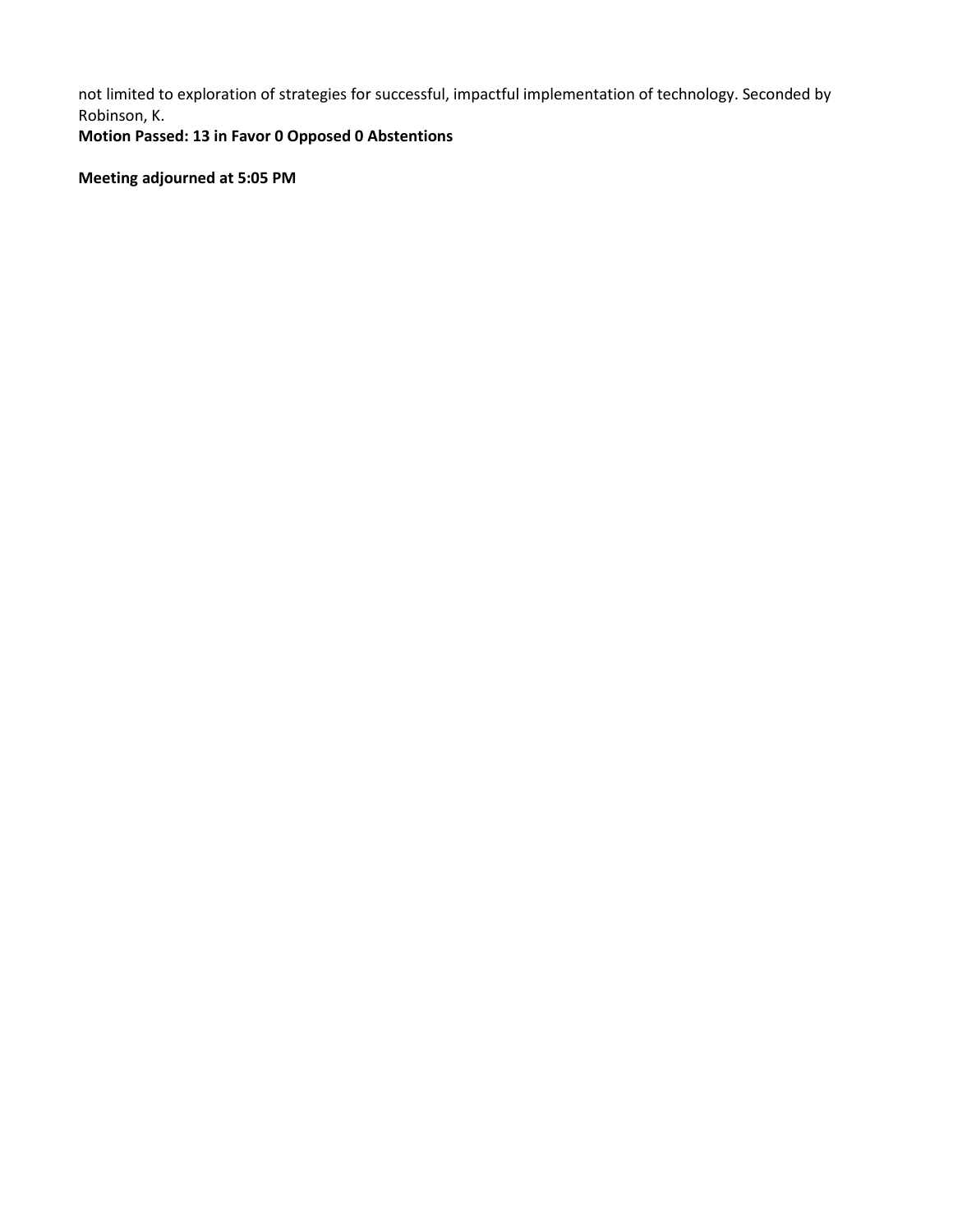not limited to exploration of strategies for successful, impactful implementation of technology. Seconded by Robinson, K.
**Motion Passed: 13 in Favor 0 Opposed 0 Abstentions**

**Meeting adjourned at 5:05 PM**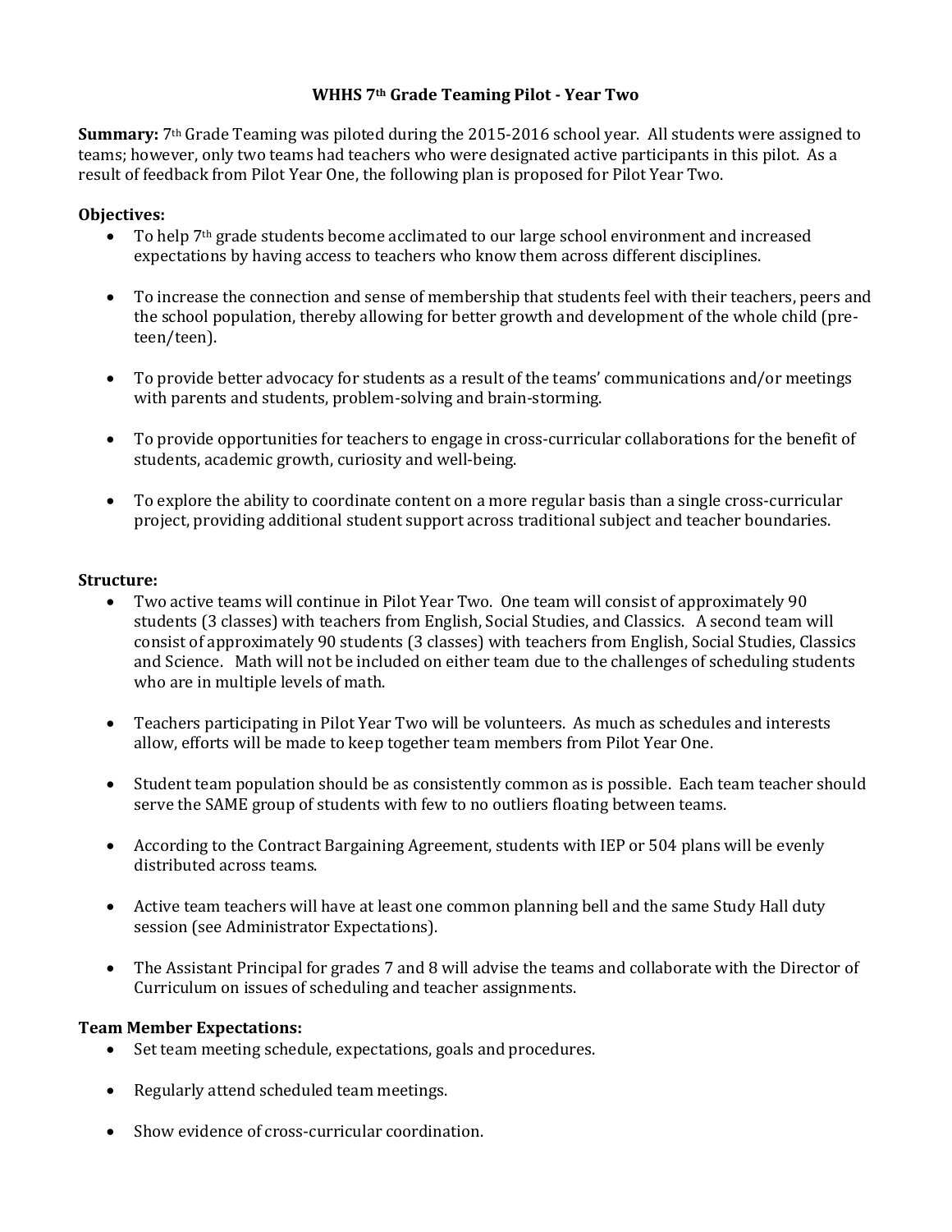# WHHS 7th Grade Teaming Pilot - Year Two

**Summary:** 7th Grade Teaming was piloted during the 2015-2016 school year. All students were assigned to teams; however, only two teams had teachers who were designated active participants in this pilot. As a result of feedback from Pilot Year One, the following plan is proposed for Pilot Year Two.

**Objectives:**

- To help 7th grade students become acclimated to our large school environment and increased expectations by having access to teachers who know them across different disciplines.
- To increase the connection and sense of membership that students feel with their teachers, peers and the school population, thereby allowing for better growth and development of the whole child (pre-teen/teen).
- To provide better advocacy for students as a result of the teams' communications and/or meetings with parents and students, problem-solving and brain-storming.
- To provide opportunities for teachers to engage in cross-curricular collaborations for the benefit of students, academic growth, curiosity and well-being.
- To explore the ability to coordinate content on a more regular basis than a single cross-curricular project, providing additional student support across traditional subject and teacher boundaries.

**Structure:**

- Two active teams will continue in Pilot Year Two. One team will consist of approximately 90 students (3 classes) with teachers from English, Social Studies, and Classics. A second team will consist of approximately 90 students (3 classes) with teachers from English, Social Studies, Classics and Science. Math will not be included on either team due to the challenges of scheduling students who are in multiple levels of math.
- Teachers participating in Pilot Year Two will be volunteers. As much as schedules and interests allow, efforts will be made to keep together team members from Pilot Year One.
- Student team population should be as consistently common as is possible. Each team teacher should serve the SAME group of students with few to no outliers floating between teams.
- According to the Contract Bargaining Agreement, students with IEP or 504 plans will be evenly distributed across teams.
- Active team teachers will have at least one common planning bell and the same Study Hall duty session (see Administrator Expectations).
- The Assistant Principal for grades 7 and 8 will advise the teams and collaborate with the Director of Curriculum on issues of scheduling and teacher assignments.

**Team Member Expectations:**

- Set team meeting schedule, expectations, goals and procedures.
- Regularly attend scheduled team meetings.
- Show evidence of cross-curricular coordination.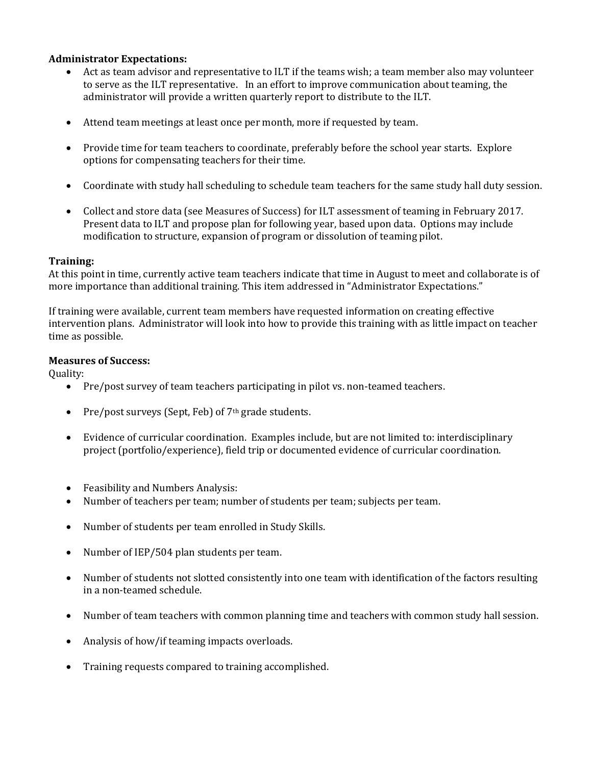**Administrator Expectations:**

- Act as team advisor and representative to ILT if the teams wish; a team member also may volunteer to serve as the ILT representative. In an effort to improve communication about teaming, the administrator will provide a written quarterly report to distribute to the ILT.
- Attend team meetings at least once per month, more if requested by team.
- Provide time for team teachers to coordinate, preferably before the school year starts. Explore options for compensating teachers for their time.
- Coordinate with study hall scheduling to schedule team teachers for the same study hall duty session.
- Collect and store data (see Measures of Success) for ILT assessment of teaming in February 2017. Present data to ILT and propose plan for following year, based upon data. Options may include modification to structure, expansion of program or dissolution of teaming pilot.

**Training:**

At this point in time, currently active team teachers indicate that time in August to meet and collaborate is of more importance than additional training. This item addressed in "Administrator Expectations."

If training were available, current team members have requested information on creating effective intervention plans. Administrator will look into how to provide this training with as little impact on teacher time as possible.

**Measures of Success:**

Quality:

- Pre/post survey of team teachers participating in pilot vs. non-teamed teachers.
- Pre/post surveys (Sept, Feb) of 7th grade students.
- Evidence of curricular coordination. Examples include, but are not limited to: interdisciplinary project (portfolio/experience), field trip or documented evidence of curricular coordination.

- Feasibility and Numbers Analysis:
- Number of teachers per team; number of students per team; subjects per team.
- Number of students per team enrolled in Study Skills.
- Number of IEP/504 plan students per team.
- Number of students not slotted consistently into one team with identification of the factors resulting in a non-teamed schedule.
- Number of team teachers with common planning time and teachers with common study hall session.
- Analysis of how/if teaming impacts overloads.
- Training requests compared to training accomplished.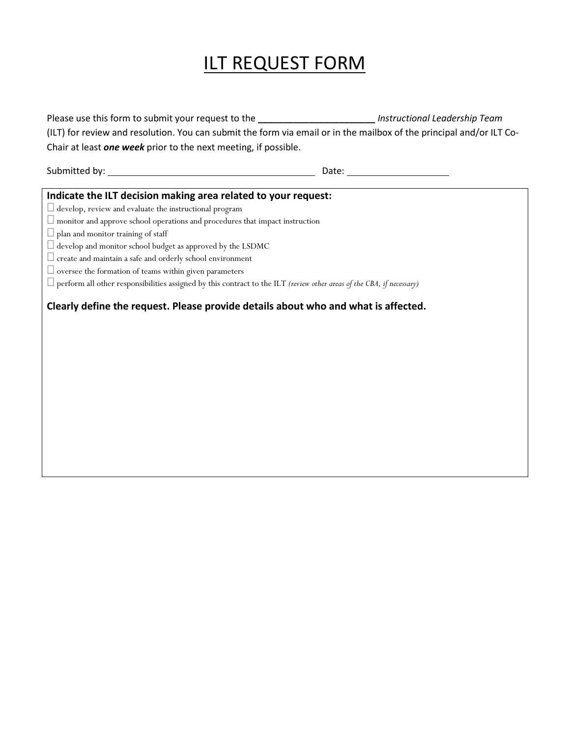# ILT REQUEST FORM

Please use this form to submit your request to the ______________________ *Instructional Leadership Team* (ILT) for review and resolution. You can submit the form via email or in the mailbox of the principal and/or ILT Co-Chair at least ***one week*** prior to the next meeting, if possible.

Submitted by: ________________________________________ Date: ____________________

**Indicate the ILT decision making area related to your request:**

- ☐ develop, review and evaluate the instructional program
- ☐ monitor and approve school operations and procedures that impact instruction
- ☐ plan and monitor training of staff
- ☐ develop and monitor school budget as approved by the LSDMC
- ☐ create and maintain a safe and orderly school environment
- ☐ oversee the formation of teams within given parameters
- ☐ perform all other responsibilities assigned by this contract to the ILT *(review other areas of the CBA, if necessary)*

**Clearly define the request. Please provide details about who and what is affected.**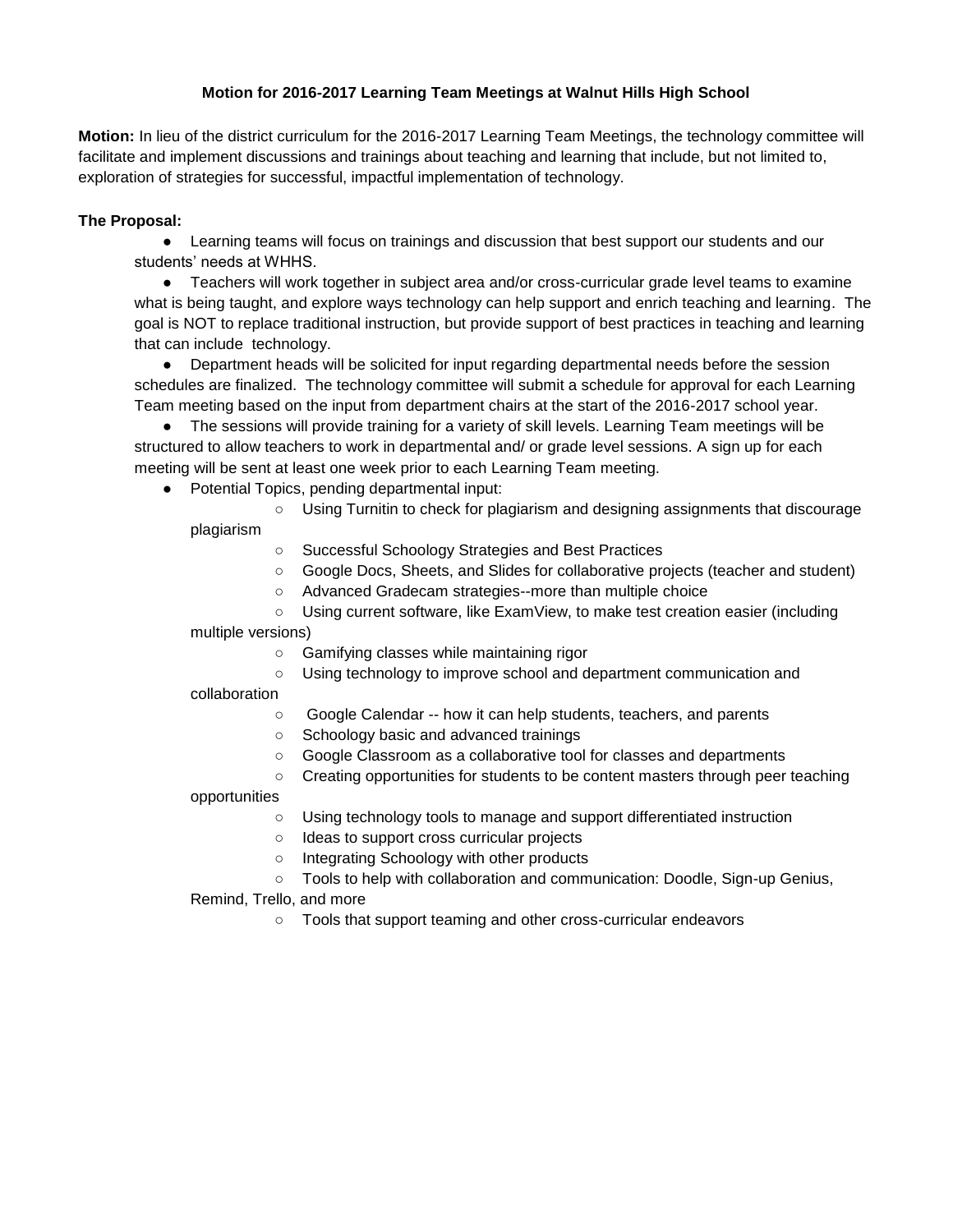**Motion for 2016-2017 Learning Team Meetings at Walnut Hills High School**

**Motion:** In lieu of the district curriculum for the 2016-2017 Learning Team Meetings, the technology committee will facilitate and implement discussions and trainings about teaching and learning that include, but not limited to, exploration of strategies for successful, impactful implementation of technology.

**The Proposal:**

- Learning teams will focus on trainings and discussion that best support our students and our students' needs at WHHS.
- Teachers will work together in subject area and/or cross-curricular grade level teams to examine what is being taught, and explore ways technology can help support and enrich teaching and learning. The goal is NOT to replace traditional instruction, but provide support of best practices in teaching and learning that can include technology.
- Department heads will be solicited for input regarding departmental needs before the session schedules are finalized. The technology committee will submit a schedule for approval for each Learning Team meeting based on the input from department chairs at the start of the 2016-2017 school year.
- The sessions will provide training for a variety of skill levels. Learning Team meetings will be structured to allow teachers to work in departmental and/ or grade level sessions. A sign up for each meeting will be sent at least one week prior to each Learning Team meeting.
- Potential Topics, pending departmental input:
    - Using Turnitin to check for plagiarism and designing assignments that discourage plagiarism
    - Successful Schoology Strategies and Best Practices
    - Google Docs, Sheets, and Slides for collaborative projects (teacher and student)
    - Advanced Gradecam strategies--more than multiple choice
    - Using current software, like ExamView, to make test creation easier (including multiple versions)
    - Gamifying classes while maintaining rigor
    - Using technology to improve school and department communication and collaboration
    - Google Calendar -- how it can help students, teachers, and parents
    - Schoology basic and advanced trainings
    - Google Classroom as a collaborative tool for classes and departments
    - Creating opportunities for students to be content masters through peer teaching opportunities
    - Using technology tools to manage and support differentiated instruction
    - Ideas to support cross curricular projects
    - Integrating Schoology with other products
    - Tools to help with collaboration and communication: Doodle, Sign-up Genius, Remind, Trello, and more
    - Tools that support teaming and other cross-curricular endeavors